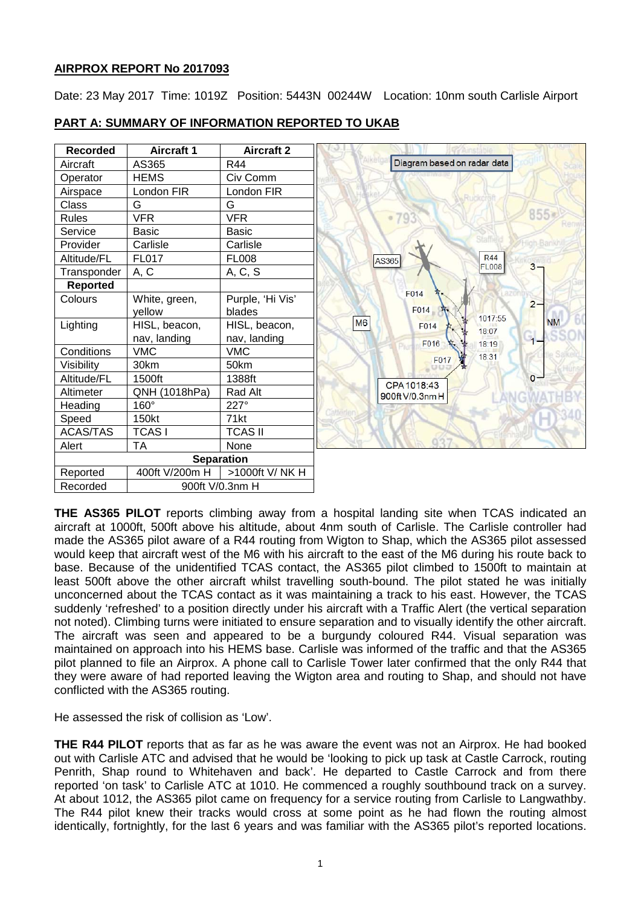## AIRPROX REPORT No 2017093

Date: 23 May 2017 Time: 1019Z Position: 5443N 00244W Location: 10nm south Carlisle Airport

## PART A: SUMMARY OF INFORMATION REPORTED TO UKAB

| Recorded | Aircraft 1 | Aircraft 2 |
|---|---|---|
| Aircraft | AS365 | R44 |
| Operator | HEMS | Civ Comm |
| Airspace | London FIR | London FIR |
| Class | G | G |
| Rules | VFR | VFR |
| Service | Basic | Basic |
| Provider | Carlisle | Carlisle |
| Altitude/FL | FL017 | FL008 |
| Transponder | A, C | A, C, S |
| **Reported** | | |
| Colours | White, green, yellow | Purple, 'Hi Vis' blades |
| Lighting | HISL, beacon, nav, landing | HISL, beacon, nav, landing |
| Conditions | VMC | VMC |
| Visibility | 30km | 50km |
| Altitude/FL | 1500ft | 1388ft |
| Altimeter | QNH (1018hPa) | Rad Alt |
| Heading | 160° | 227° |
| Speed | 150kt | 71kt |
| ACAS/TAS | TCAS I | TCAS II |
| Alert | TA | None |
| **Separation** | | |
| Reported | 400ft V/200m H | >1000ft V/ NK H |
| Recorded | 900ft V/0.3nm H | |

Diagram based on radar data

**THE AS365 PILOT** reports climbing away from a hospital landing site when TCAS indicated an aircraft at 1000ft, 500ft above his altitude, about 4nm south of Carlisle. The Carlisle controller had made the AS365 pilot aware of a R44 routing from Wigton to Shap, which the AS365 pilot assessed would keep that aircraft west of the M6 with his aircraft to the east of the M6 during his route back to base. Because of the unidentified TCAS contact, the AS365 pilot climbed to 1500ft to maintain at least 500ft above the other aircraft whilst travelling south-bound. The pilot stated he was initially unconcerned about the TCAS contact as it was maintaining a track to his east. However, the TCAS suddenly 'refreshed' to a position directly under his aircraft with a Traffic Alert (the vertical separation not noted). Climbing turns were initiated to ensure separation and to visually identify the other aircraft. The aircraft was seen and appeared to be a burgundy coloured R44. Visual separation was maintained on approach into his HEMS base. Carlisle was informed of the traffic and that the AS365 pilot planned to file an Airprox. A phone call to Carlisle Tower later confirmed that the only R44 that they were aware of had reported leaving the Wigton area and routing to Shap, and should not have conflicted with the AS365 routing.

He assessed the risk of collision as 'Low'.

**THE R44 PILOT** reports that as far as he was aware the event was not an Airprox. He had booked out with Carlisle ATC and advised that he would be 'looking to pick up task at Castle Carrock, routing Penrith, Shap round to Whitehaven and back'. He departed to Castle Carrock and from there reported 'on task' to Carlisle ATC at 1010. He commenced a roughly southbound track on a survey. At about 1012, the AS365 pilot came on frequency for a service routing from Carlisle to Langwathby. The R44 pilot knew their tracks would cross at some point as he had flown the routing almost identically, fortnightly, for the last 6 years and was familiar with the AS365 pilot's reported locations.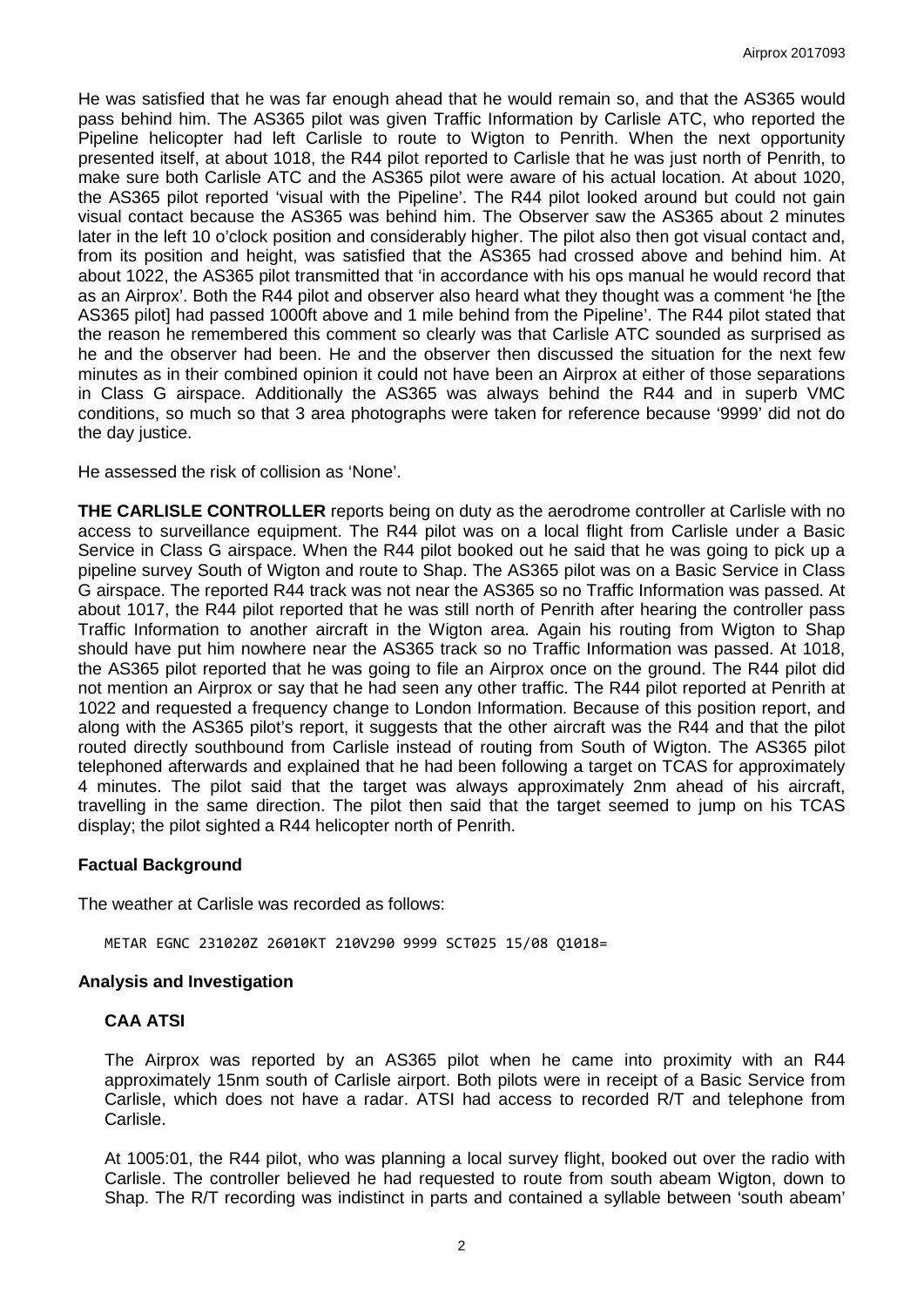He was satisfied that he was far enough ahead that he would remain so, and that the AS365 would pass behind him. The AS365 pilot was given Traffic Information by Carlisle ATC, who reported the Pipeline helicopter had left Carlisle to route to Wigton to Penrith. When the next opportunity presented itself, at about 1018, the R44 pilot reported to Carlisle that he was just north of Penrith, to make sure both Carlisle ATC and the AS365 pilot were aware of his actual location. At about 1020, the AS365 pilot reported 'visual with the Pipeline'. The R44 pilot looked around but could not gain visual contact because the AS365 was behind him. The Observer saw the AS365 about 2 minutes later in the left 10 o'clock position and considerably higher. The pilot also then got visual contact and, from its position and height, was satisfied that the AS365 had crossed above and behind him. At about 1022, the AS365 pilot transmitted that 'in accordance with his ops manual he would record that as an Airprox'. Both the R44 pilot and observer also heard what they thought was a comment 'he [the AS365 pilot] had passed 1000ft above and 1 mile behind from the Pipeline'. The R44 pilot stated that the reason he remembered this comment so clearly was that Carlisle ATC sounded as surprised as he and the observer had been. He and the observer then discussed the situation for the next few minutes as in their combined opinion it could not have been an Airprox at either of those separations in Class G airspace. Additionally the AS365 was always behind the R44 and in superb VMC conditions, so much so that 3 area photographs were taken for reference because '9999' did not do the day justice.

He assessed the risk of collision as 'None'.

**THE CARLISLE CONTROLLER** reports being on duty as the aerodrome controller at Carlisle with no access to surveillance equipment. The R44 pilot was on a local flight from Carlisle under a Basic Service in Class G airspace. When the R44 pilot booked out he said that he was going to pick up a pipeline survey South of Wigton and route to Shap. The AS365 pilot was on a Basic Service in Class G airspace. The reported R44 track was not near the AS365 so no Traffic Information was passed. At about 1017, the R44 pilot reported that he was still north of Penrith after hearing the controller pass Traffic Information to another aircraft in the Wigton area. Again his routing from Wigton to Shap should have put him nowhere near the AS365 track so no Traffic Information was passed. At 1018, the AS365 pilot reported that he was going to file an Airprox once on the ground. The R44 pilot did not mention an Airprox or say that he had seen any other traffic. The R44 pilot reported at Penrith at 1022 and requested a frequency change to London Information. Because of this position report, and along with the AS365 pilot's report, it suggests that the other aircraft was the R44 and that the pilot routed directly southbound from Carlisle instead of routing from South of Wigton. The AS365 pilot telephoned afterwards and explained that he had been following a target on TCAS for approximately 4 minutes. The pilot said that the target was always approximately 2nm ahead of his aircraft, travelling in the same direction. The pilot then said that the target seemed to jump on his TCAS display; the pilot sighted a R44 helicopter north of Penrith.

## Factual Background

The weather at Carlisle was recorded as follows:

```
METAR EGNC 231020Z 26010KT 210V290 9999 SCT025 15/08 Q1018=
```

## Analysis and Investigation

### CAA ATSI

The Airprox was reported by an AS365 pilot when he came into proximity with an R44 approximately 15nm south of Carlisle airport. Both pilots were in receipt of a Basic Service from Carlisle, which does not have a radar. ATSI had access to recorded R/T and telephone from Carlisle.

At 1005:01, the R44 pilot, who was planning a local survey flight, booked out over the radio with Carlisle. The controller believed he had requested to route from south abeam Wigton, down to Shap. The R/T recording was indistinct in parts and contained a syllable between 'south abeam'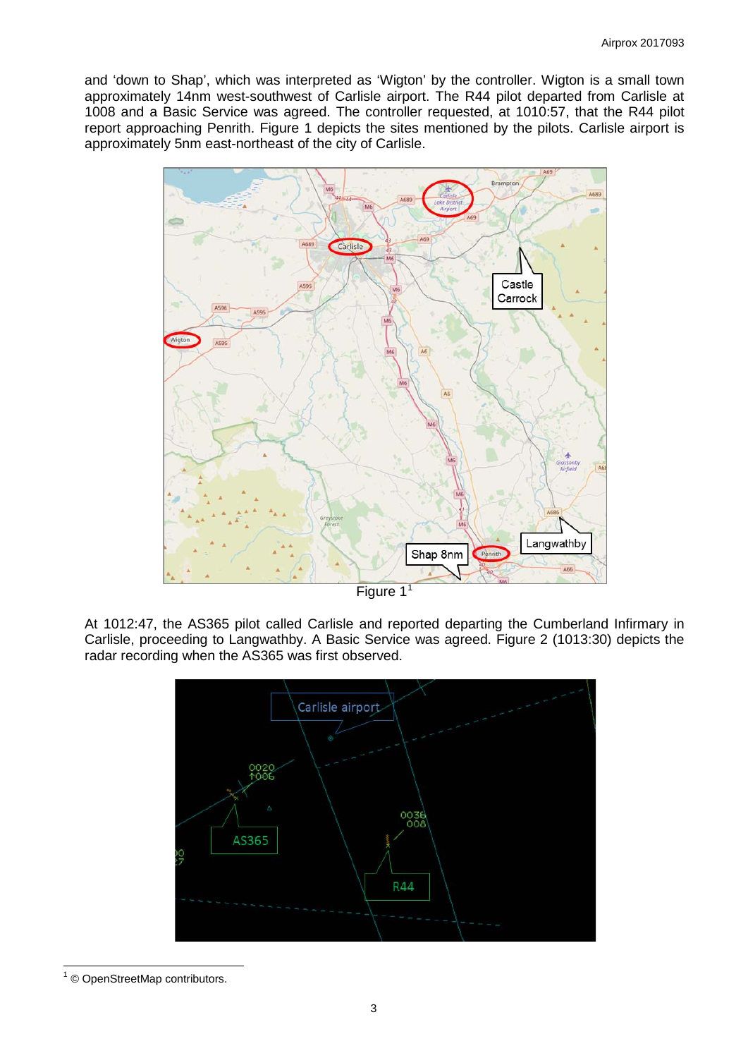and 'down to Shap', which was interpreted as 'Wigton' by the controller. Wigton is a small town approximately 14nm west-southwest of Carlisle airport. The R44 pilot departed from Carlisle at 1008 and a Basic Service was agreed. The controller requested, at 1010:57, that the R44 pilot report approaching Penrith. Figure 1 depicts the sites mentioned by the pilots. Carlisle airport is approximately 5nm east-northeast of the city of Carlisle.

Figure 1[1]

At 1012:47, the AS365 pilot called Carlisle and reported departing the Cumberland Infirmary in Carlisle, proceeding to Langwathby. A Basic Service was agreed. Figure 2 (1013:30) depicts the radar recording when the AS365 was first observed.

[1] © OpenStreetMap contributors.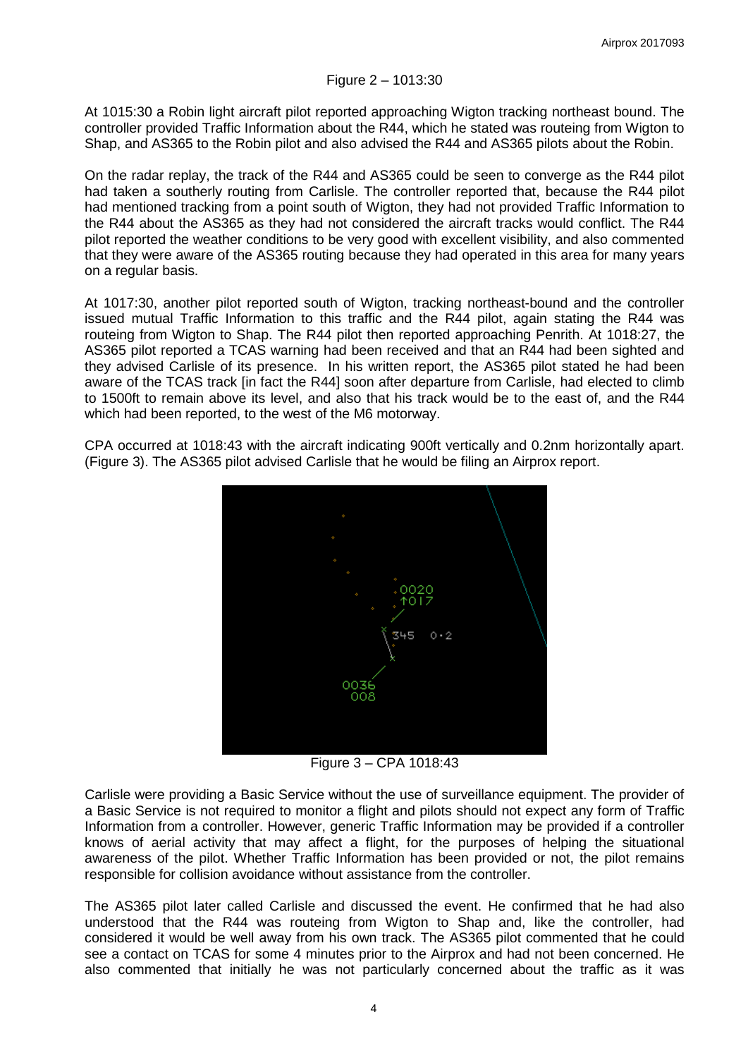Figure 2 – 1013:30

At 1015:30 a Robin light aircraft pilot reported approaching Wigton tracking northeast bound. The controller provided Traffic Information about the R44, which he stated was routeing from Wigton to Shap, and AS365 to the Robin pilot and also advised the R44 and AS365 pilots about the Robin.

On the radar replay, the track of the R44 and AS365 could be seen to converge as the R44 pilot had taken a southerly routing from Carlisle. The controller reported that, because the R44 pilot had mentioned tracking from a point south of Wigton, they had not provided Traffic Information to the R44 about the AS365 as they had not considered the aircraft tracks would conflict. The R44 pilot reported the weather conditions to be very good with excellent visibility, and also commented that they were aware of the AS365 routing because they had operated in this area for many years on a regular basis.

At 1017:30, another pilot reported south of Wigton, tracking northeast-bound and the controller issued mutual Traffic Information to this traffic and the R44 pilot, again stating the R44 was routeing from Wigton to Shap. The R44 pilot then reported approaching Penrith. At 1018:27, the AS365 pilot reported a TCAS warning had been received and that an R44 had been sighted and they advised Carlisle of its presence. In his written report, the AS365 pilot stated he had been aware of the TCAS track [in fact the R44] soon after departure from Carlisle, had elected to climb to 1500ft to remain above its level, and also that his track would be to the east of, and the R44 which had been reported, to the west of the M6 motorway.

CPA occurred at 1018:43 with the aircraft indicating 900ft vertically and 0.2nm horizontally apart. (Figure 3). The AS365 pilot advised Carlisle that he would be filing an Airprox report.

Figure 3 – CPA 1018:43

Carlisle were providing a Basic Service without the use of surveillance equipment. The provider of a Basic Service is not required to monitor a flight and pilots should not expect any form of Traffic Information from a controller. However, generic Traffic Information may be provided if a controller knows of aerial activity that may affect a flight, for the purposes of helping the situational awareness of the pilot. Whether Traffic Information has been provided or not, the pilot remains responsible for collision avoidance without assistance from the controller.

The AS365 pilot later called Carlisle and discussed the event. He confirmed that he had also understood that the R44 was routeing from Wigton to Shap and, like the controller, had considered it would be well away from his own track. The AS365 pilot commented that he could see a contact on TCAS for some 4 minutes prior to the Airprox and had not been concerned. He also commented that initially he was not particularly concerned about the traffic as it was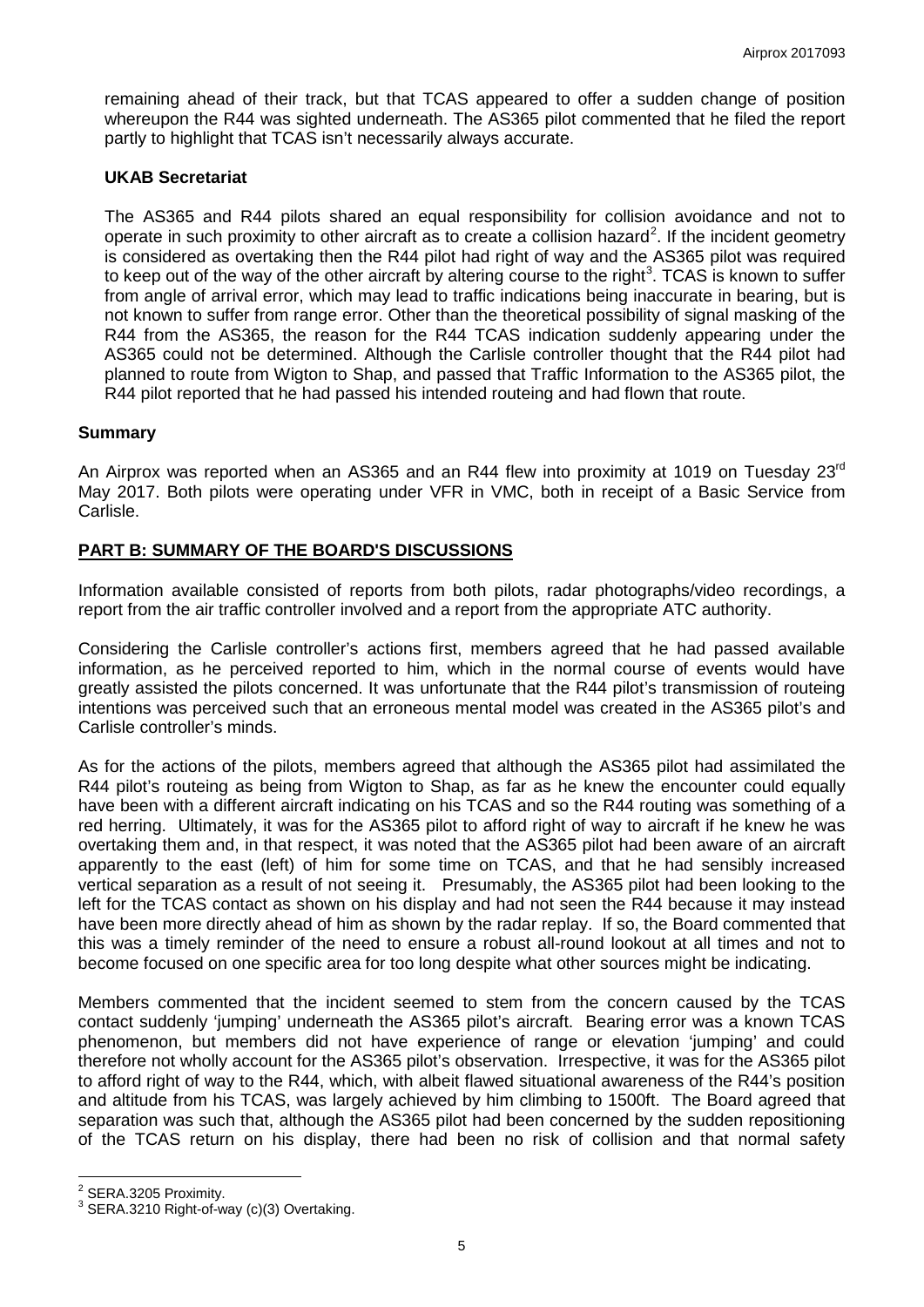remaining ahead of their track, but that TCAS appeared to offer a sudden change of position whereupon the R44 was sighted underneath. The AS365 pilot commented that he filed the report partly to highlight that TCAS isn't necessarily always accurate.

### UKAB Secretariat

The AS365 and R44 pilots shared an equal responsibility for collision avoidance and not to operate in such proximity to other aircraft as to create a collision hazard[2]. If the incident geometry is considered as overtaking then the R44 pilot had right of way and the AS365 pilot was required to keep out of the way of the other aircraft by altering course to the right[3]. TCAS is known to suffer from angle of arrival error, which may lead to traffic indications being inaccurate in bearing, but is not known to suffer from range error. Other than the theoretical possibility of signal masking of the R44 from the AS365, the reason for the R44 TCAS indication suddenly appearing under the AS365 could not be determined. Although the Carlisle controller thought that the R44 pilot had planned to route from Wigton to Shap, and passed that Traffic Information to the AS365 pilot, the R44 pilot reported that he had passed his intended routeing and had flown that route.

## Summary

An Airprox was reported when an AS365 and an R44 flew into proximity at 1019 on Tuesday 23rd May 2017. Both pilots were operating under VFR in VMC, both in receipt of a Basic Service from Carlisle.

## PART B: SUMMARY OF THE BOARD'S DISCUSSIONS

Information available consisted of reports from both pilots, radar photographs/video recordings, a report from the air traffic controller involved and a report from the appropriate ATC authority.

Considering the Carlisle controller's actions first, members agreed that he had passed available information, as he perceived reported to him, which in the normal course of events would have greatly assisted the pilots concerned. It was unfortunate that the R44 pilot's transmission of routeing intentions was perceived such that an erroneous mental model was created in the AS365 pilot's and Carlisle controller's minds.

As for the actions of the pilots, members agreed that although the AS365 pilot had assimilated the R44 pilot's routeing as being from Wigton to Shap, as far as he knew the encounter could equally have been with a different aircraft indicating on his TCAS and so the R44 routing was something of a red herring. Ultimately, it was for the AS365 pilot to afford right of way to aircraft if he knew he was overtaking them and, in that respect, it was noted that the AS365 pilot had been aware of an aircraft apparently to the east (left) of him for some time on TCAS, and that he had sensibly increased vertical separation as a result of not seeing it. Presumably, the AS365 pilot had been looking to the left for the TCAS contact as shown on his display and had not seen the R44 because it may instead have been more directly ahead of him as shown by the radar replay. If so, the Board commented that this was a timely reminder of the need to ensure a robust all-round lookout at all times and not to become focused on one specific area for too long despite what other sources might be indicating.

Members commented that the incident seemed to stem from the concern caused by the TCAS contact suddenly 'jumping' underneath the AS365 pilot's aircraft. Bearing error was a known TCAS phenomenon, but members did not have experience of range or elevation 'jumping' and could therefore not wholly account for the AS365 pilot's observation. Irrespective, it was for the AS365 pilot to afford right of way to the R44, which, with albeit flawed situational awareness of the R44's position and altitude from his TCAS, was largely achieved by him climbing to 1500ft. The Board agreed that separation was such that, although the AS365 pilot had been concerned by the sudden repositioning of the TCAS return on his display, there had been no risk of collision and that normal safety

[2] SERA.3205 Proximity.

[3] SERA.3210 Right-of-way (c)(3) Overtaking.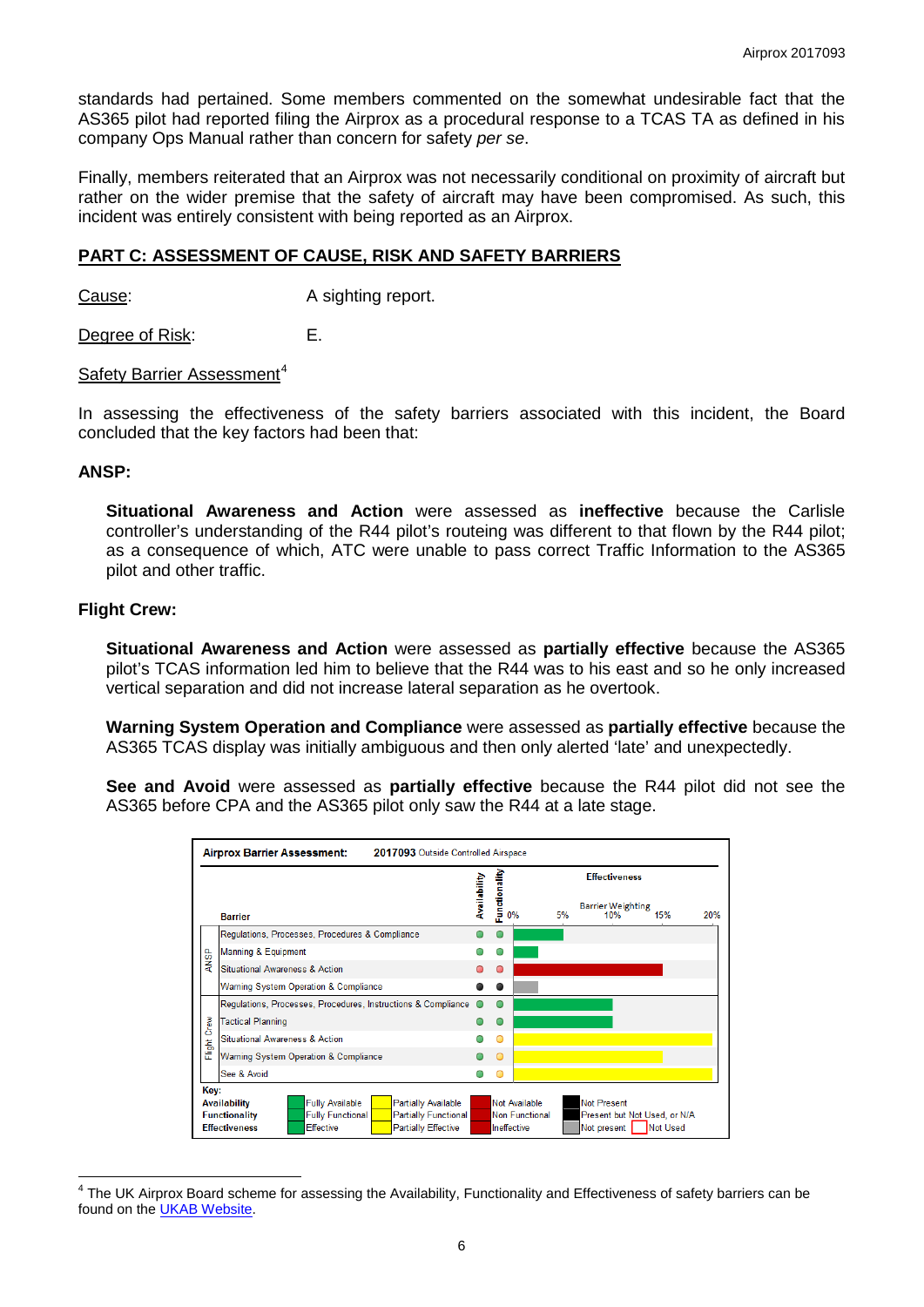standards had pertained. Some members commented on the somewhat undesirable fact that the AS365 pilot had reported filing the Airprox as a procedural response to a TCAS TA as defined in his company Ops Manual rather than concern for safety *per se*.

Finally, members reiterated that an Airprox was not necessarily conditional on proximity of aircraft but rather on the wider premise that the safety of aircraft may have been compromised. As such, this incident was entirely consistent with being reported as an Airprox.

## PART C: ASSESSMENT OF CAUSE, RISK AND SAFETY BARRIERS

Cause: A sighting report.

Degree of Risk: E.

Safety Barrier Assessment[4]

In assessing the effectiveness of the safety barriers associated with this incident, the Board concluded that the key factors had been that:

**ANSP:**

**Situational Awareness and Action** were assessed as **ineffective** because the Carlisle controller's understanding of the R44 pilot's routeing was different to that flown by the R44 pilot; as a consequence of which, ATC were unable to pass correct Traffic Information to the AS365 pilot and other traffic.

**Flight Crew:**

**Situational Awareness and Action** were assessed as **partially effective** because the AS365 pilot's TCAS information led him to believe that the R44 was to his east and so he only increased vertical separation and did not increase lateral separation as he overtook.

**Warning System Operation and Compliance** were assessed as **partially effective** because the AS365 TCAS display was initially ambiguous and then only alerted 'late' and unexpectedly.

**See and Avoid** were assessed as **partially effective** because the R44 pilot did not see the AS365 before CPA and the AS365 pilot only saw the R44 at a late stage.

Airprox Barrier Assessment: 2017093 Outside Controlled Airspace

Barrier | Availability | Functionality | Effectiveness | Barrier Weighting | 0% | 5% | 10% | 15% | 20%

ANSP
Regulations, Processes, Procedures & Compliance
Manning & Equipment
Situational Awareness & Action
Warning System Operation & Compliance

Flight Crew
Regulations, Processes, Procedures, Instructions & Compliance
Tactical Planning
Situational Awareness & Action
Warning System Operation & Compliance
See & Avoid

Key:
Availability: Fully Available | Partially Available | Not Available | Not Present
Functionality: Fully Functional | Partially Functional | Non Functional | Present but Not Used, or N/A
Effectiveness: Effective | Partially Effective | Ineffective | Not present | Not Used

---

[4] The UK Airprox Board scheme for assessing the Availability, Functionality and Effectiveness of safety barriers can be found on the UKAB Website.